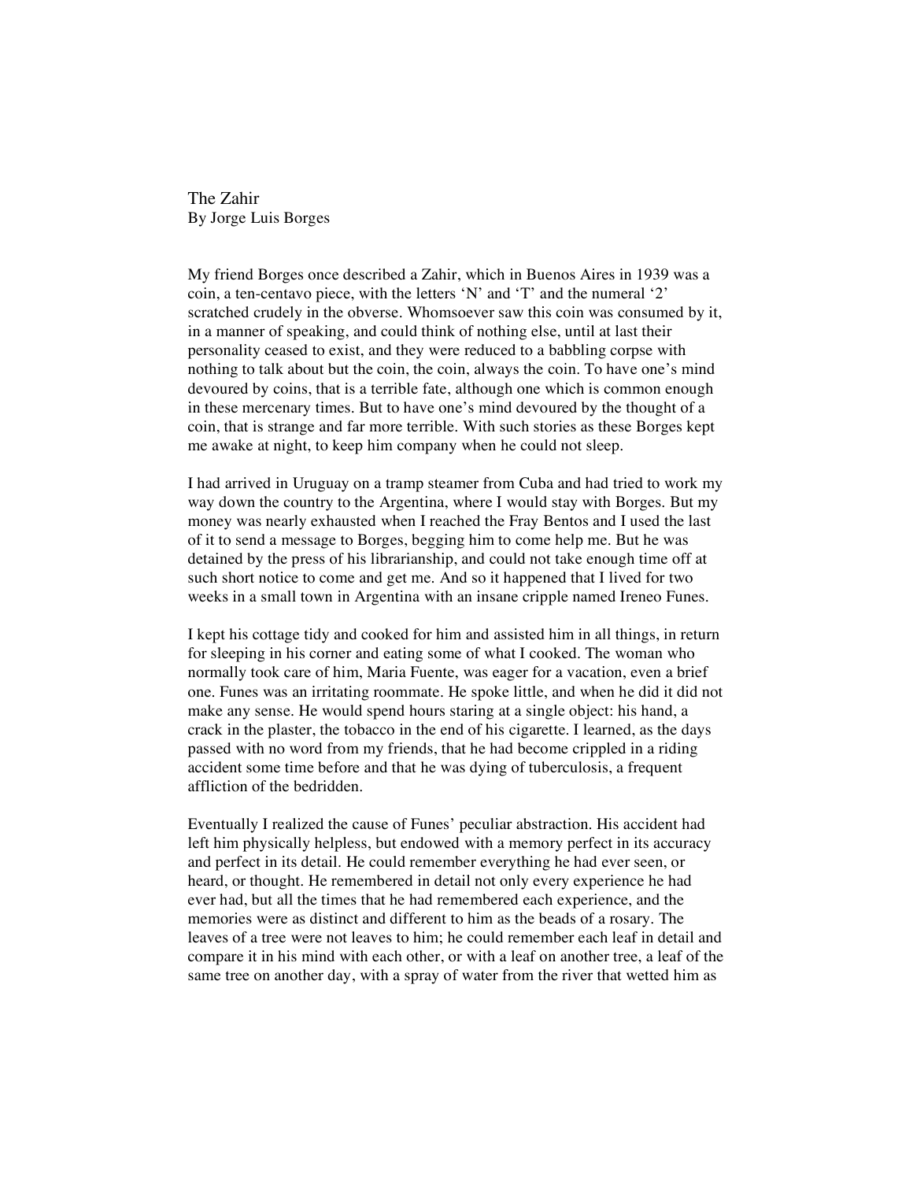# The Zahir

By Jorge Luis Borges

My friend Borges once described a Zahir, which in Buenos Aires in 1939 was a coin, a ten-centavo piece, with the letters 'N' and 'T' and the numeral '2' scratched crudely in the obverse. Whomsoever saw this coin was consumed by it, in a manner of speaking, and could think of nothing else, until at last their personality ceased to exist, and they were reduced to a babbling corpse with nothing to talk about but the coin, the coin, always the coin. To have one's mind devoured by coins, that is a terrible fate, although one which is common enough in these mercenary times. But to have one's mind devoured by the thought of a coin, that is strange and far more terrible. With such stories as these Borges kept me awake at night, to keep him company when he could not sleep.

I had arrived in Uruguay on a tramp steamer from Cuba and had tried to work my way down the country to the Argentina, where I would stay with Borges. But my money was nearly exhausted when I reached the Fray Bentos and I used the last of it to send a message to Borges, begging him to come help me. But he was detained by the press of his librarianship, and could not take enough time off at such short notice to come and get me. And so it happened that I lived for two weeks in a small town in Argentina with an insane cripple named Ireneo Funes.

I kept his cottage tidy and cooked for him and assisted him in all things, in return for sleeping in his corner and eating some of what I cooked. The woman who normally took care of him, Maria Fuente, was eager for a vacation, even a brief one. Funes was an irritating roommate. He spoke little, and when he did it did not make any sense. He would spend hours staring at a single object: his hand, a crack in the plaster, the tobacco in the end of his cigarette. I learned, as the days passed with no word from my friends, that he had become crippled in a riding accident some time before and that he was dying of tuberculosis, a frequent affliction of the bedridden.

Eventually I realized the cause of Funes' peculiar abstraction. His accident had left him physically helpless, but endowed with a memory perfect in its accuracy and perfect in its detail. He could remember everything he had ever seen, or heard, or thought. He remembered in detail not only every experience he had ever had, but all the times that he had remembered each experience, and the memories were as distinct and different to him as the beads of a rosary. The leaves of a tree were not leaves to him; he could remember each leaf in detail and compare it in his mind with each other, or with a leaf on another tree, a leaf of the same tree on another day, with a spray of water from the river that wetted him as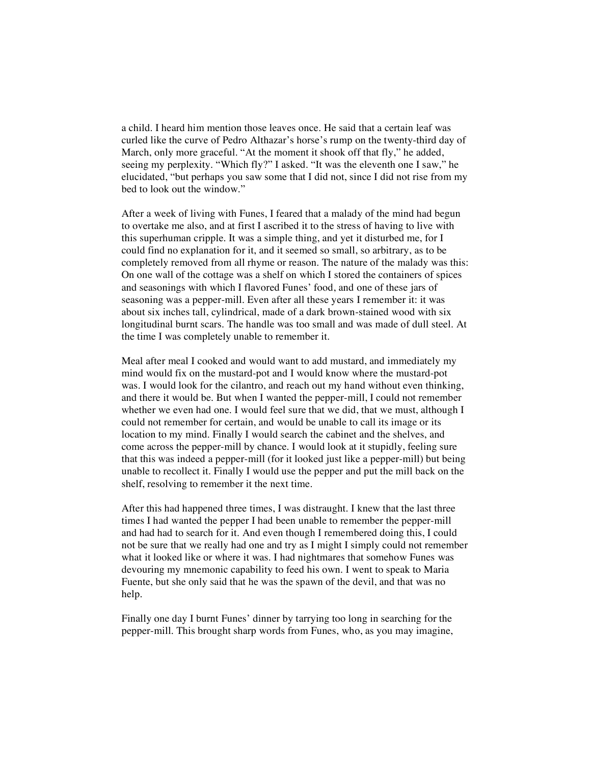a child. I heard him mention those leaves once. He said that a certain leaf was curled like the curve of Pedro Althazar's horse's rump on the twenty-third day of March, only more graceful. "At the moment it shook off that fly," he added, seeing my perplexity. "Which fly?" I asked. "It was the eleventh one I saw," he elucidated, "but perhaps you saw some that I did not, since I did not rise from my bed to look out the window."

After a week of living with Funes, I feared that a malady of the mind had begun to overtake me also, and at first I ascribed it to the stress of having to live with this superhuman cripple. It was a simple thing, and yet it disturbed me, for I could find no explanation for it, and it seemed so small, so arbitrary, as to be completely removed from all rhyme or reason. The nature of the malady was this: On one wall of the cottage was a shelf on which I stored the containers of spices and seasonings with which I flavored Funes' food, and one of these jars of seasoning was a pepper-mill. Even after all these years I remember it: it was about six inches tall, cylindrical, made of a dark brown-stained wood with six longitudinal burnt scars. The handle was too small and was made of dull steel. At the time I was completely unable to remember it.

Meal after meal I cooked and would want to add mustard, and immediately my mind would fix on the mustard-pot and I would know where the mustard-pot was. I would look for the cilantro, and reach out my hand without even thinking, and there it would be. But when I wanted the pepper-mill, I could not remember whether we even had one. I would feel sure that we did, that we must, although I could not remember for certain, and would be unable to call its image or its location to my mind. Finally I would search the cabinet and the shelves, and come across the pepper-mill by chance. I would look at it stupidly, feeling sure that this was indeed a pepper-mill (for it looked just like a pepper-mill) but being unable to recollect it. Finally I would use the pepper and put the mill back on the shelf, resolving to remember it the next time.

After this had happened three times, I was distraught. I knew that the last three times I had wanted the pepper I had been unable to remember the pepper-mill and had had to search for it. And even though I remembered doing this, I could not be sure that we really had one and try as I might I simply could not remember what it looked like or where it was. I had nightmares that somehow Funes was devouring my mnemonic capability to feed his own. I went to speak to Maria Fuente, but she only said that he was the spawn of the devil, and that was no help.

Finally one day I burnt Funes' dinner by tarrying too long in searching for the pepper-mill. This brought sharp words from Funes, who, as you may imagine,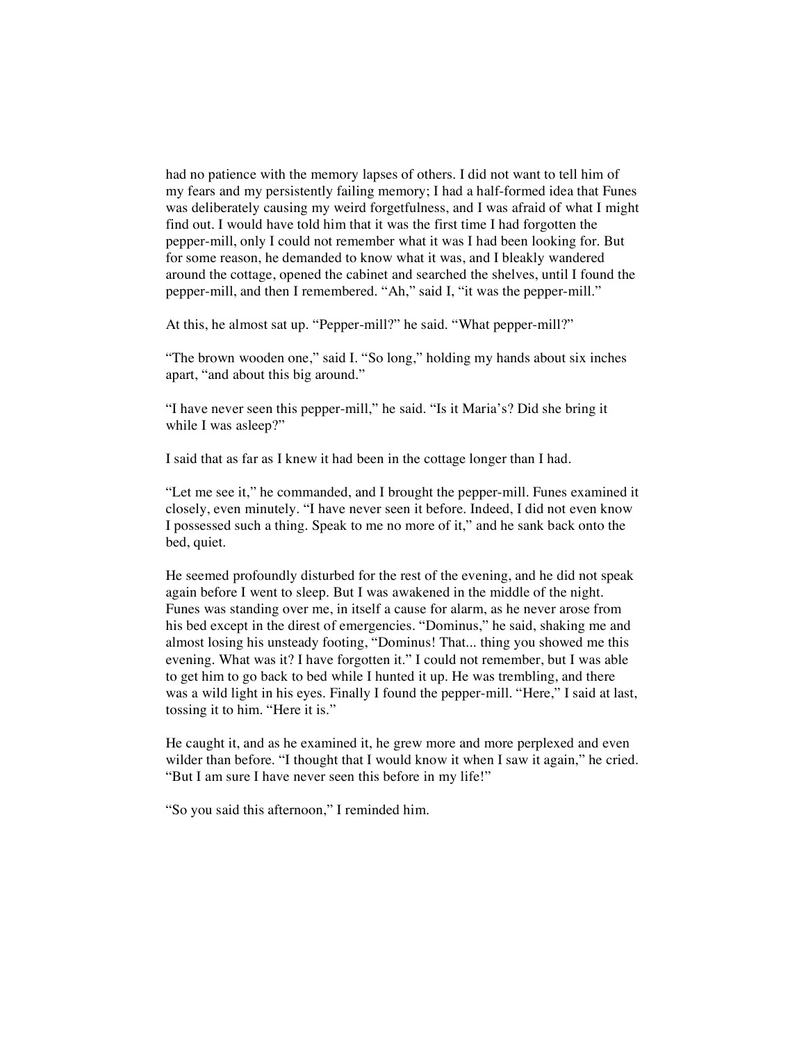had no patience with the memory lapses of others. I did not want to tell him of my fears and my persistently failing memory; I had a half-formed idea that Funes was deliberately causing my weird forgetfulness, and I was afraid of what I might find out. I would have told him that it was the first time I had forgotten the pepper-mill, only I could not remember what it was I had been looking for. But for some reason, he demanded to know what it was, and I bleakly wandered around the cottage, opened the cabinet and searched the shelves, until I found the pepper-mill, and then I remembered. "Ah," said I, "it was the pepper-mill."

At this, he almost sat up. "Pepper-mill?" he said. "What pepper-mill?"

"The brown wooden one," said I. "So long," holding my hands about six inches apart, "and about this big around."

"I have never seen this pepper-mill," he said. "Is it Maria's? Did she bring it while I was asleep?"

I said that as far as I knew it had been in the cottage longer than I had.

"Let me see it," he commanded, and I brought the pepper-mill. Funes examined it closely, even minutely. "I have never seen it before. Indeed, I did not even know I possessed such a thing. Speak to me no more of it," and he sank back onto the bed, quiet.

He seemed profoundly disturbed for the rest of the evening, and he did not speak again before I went to sleep. But I was awakened in the middle of the night. Funes was standing over me, in itself a cause for alarm, as he never arose from his bed except in the direst of emergencies. "Dominus," he said, shaking me and almost losing his unsteady footing, "Dominus! That... thing you showed me this evening. What was it? I have forgotten it." I could not remember, but I was able to get him to go back to bed while I hunted it up. He was trembling, and there was a wild light in his eyes. Finally I found the pepper-mill. "Here," I said at last, tossing it to him. "Here it is."

He caught it, and as he examined it, he grew more and more perplexed and even wilder than before. "I thought that I would know it when I saw it again," he cried. "But I am sure I have never seen this before in my life!"

"So you said this afternoon," I reminded him.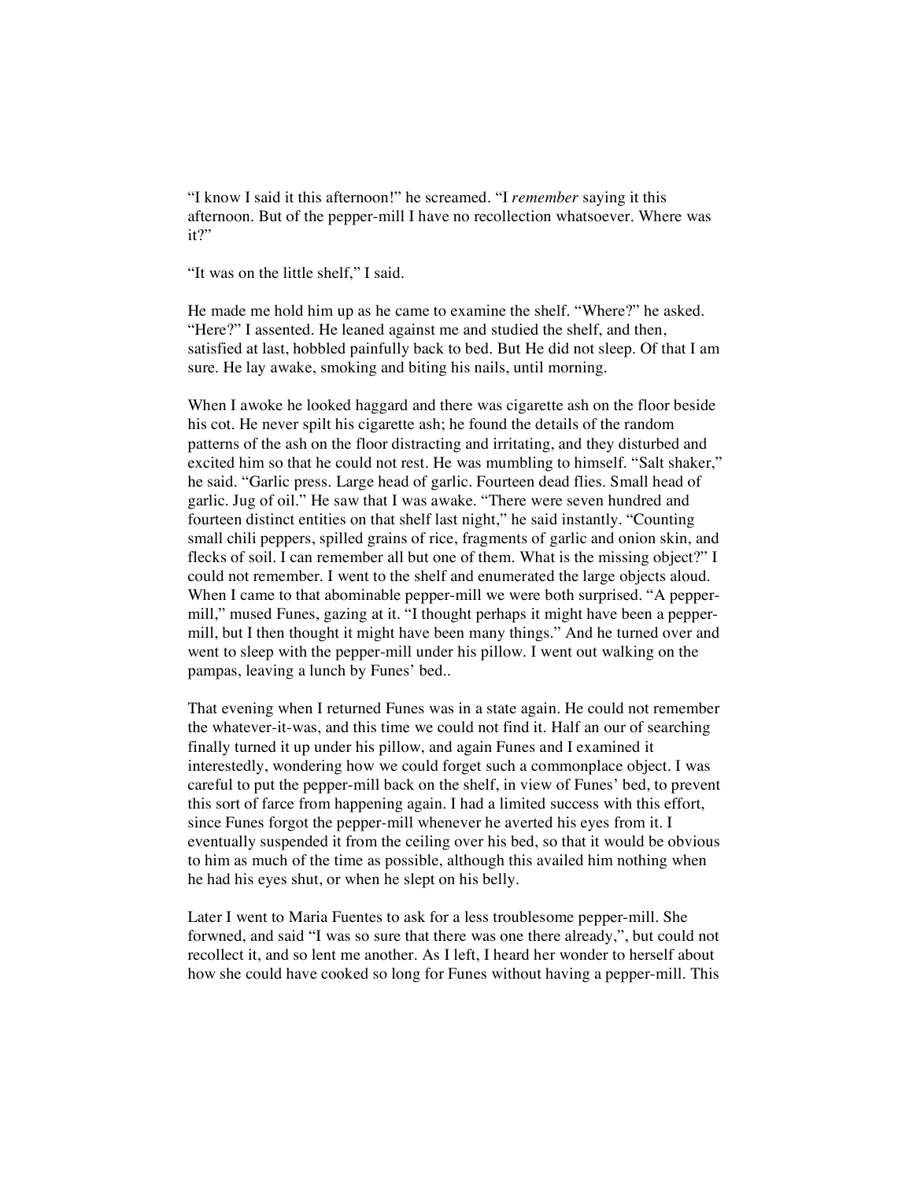"I know I said it this afternoon!" he screamed. "I *remember* saying it this afternoon. But of the pepper-mill I have no recollection whatsoever. Where was it?"

"It was on the little shelf," I said.

He made me hold him up as he came to examine the shelf. "Where?" he asked. "Here?" I assented. He leaned against me and studied the shelf, and then, satisfied at last, hobbled painfully back to bed. But He did not sleep. Of that I am sure. He lay awake, smoking and biting his nails, until morning.

When I awoke he looked haggard and there was cigarette ash on the floor beside his cot. He never spilt his cigarette ash; he found the details of the random patterns of the ash on the floor distracting and irritating, and they disturbed and excited him so that he could not rest. He was mumbling to himself. "Salt shaker," he said. "Garlic press. Large head of garlic. Fourteen dead flies. Small head of garlic. Jug of oil." He saw that I was awake. "There were seven hundred and fourteen distinct entities on that shelf last night," he said instantly. "Counting small chili peppers, spilled grains of rice, fragments of garlic and onion skin, and flecks of soil. I can remember all but one of them. What is the missing object?" I could not remember. I went to the shelf and enumerated the large objects aloud. When I came to that abominable pepper-mill we were both surprised. "A pepper-mill," mused Funes, gazing at it. "I thought perhaps it might have been a pepper-mill, but I then thought it might have been many things." And he turned over and went to sleep with the pepper-mill under his pillow. I went out walking on the pampas, leaving a lunch by Funes' bed..

That evening when I returned Funes was in a state again. He could not remember the whatever-it-was, and this time we could not find it. Half an our of searching finally turned it up under his pillow, and again Funes and I examined it interestedly, wondering how we could forget such a commonplace object. I was careful to put the pepper-mill back on the shelf, in view of Funes' bed, to prevent this sort of farce from happening again. I had a limited success with this effort, since Funes forgot the pepper-mill whenever he averted his eyes from it. I eventually suspended it from the ceiling over his bed, so that it would be obvious to him as much of the time as possible, although this availed him nothing when he had his eyes shut, or when he slept on his belly.

Later I went to Maria Fuentes to ask for a less troublesome pepper-mill. She forwned, and said "I was so sure that there was one there already,", but could not recollect it, and so lent me another. As I left, I heard her wonder to herself about how she could have cooked so long for Funes without having a pepper-mill. This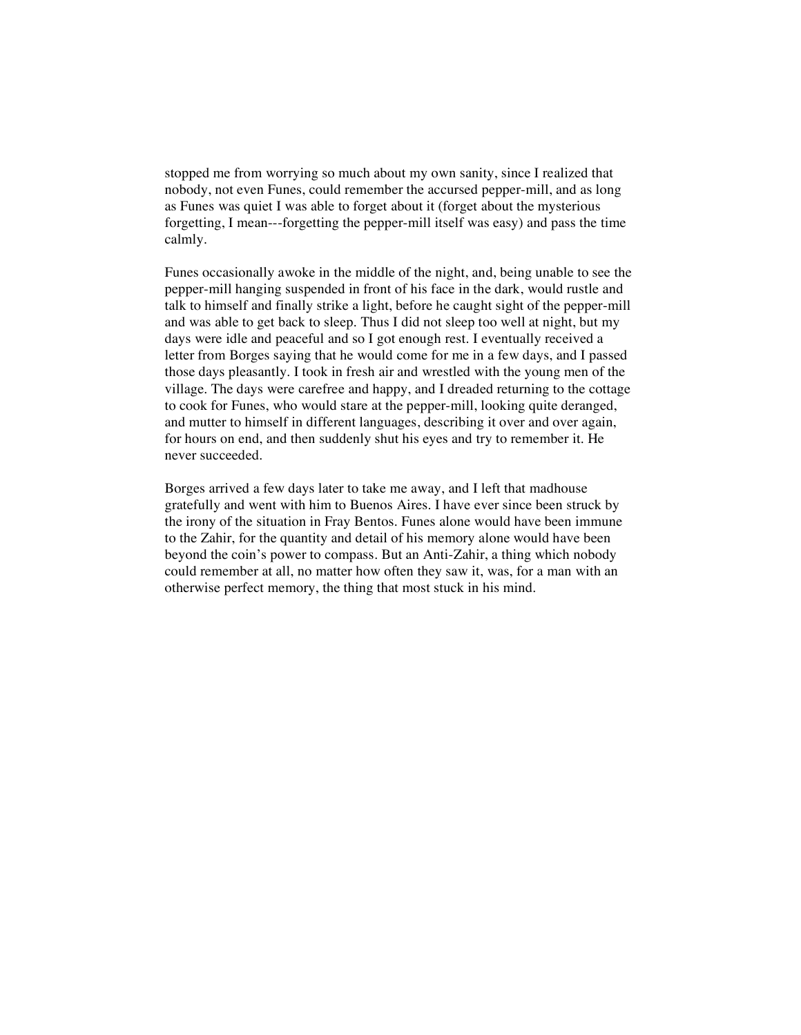stopped me from worrying so much about my own sanity, since I realized that nobody, not even Funes, could remember the accursed pepper-mill, and as long as Funes was quiet I was able to forget about it (forget about the mysterious forgetting, I mean---forgetting the pepper-mill itself was easy) and pass the time calmly.

Funes occasionally awoke in the middle of the night, and, being unable to see the pepper-mill hanging suspended in front of his face in the dark, would rustle and talk to himself and finally strike a light, before he caught sight of the pepper-mill and was able to get back to sleep. Thus I did not sleep too well at night, but my days were idle and peaceful and so I got enough rest. I eventually received a letter from Borges saying that he would come for me in a few days, and I passed those days pleasantly. I took in fresh air and wrestled with the young men of the village. The days were carefree and happy, and I dreaded returning to the cottage to cook for Funes, who would stare at the pepper-mill, looking quite deranged, and mutter to himself in different languages, describing it over and over again, for hours on end, and then suddenly shut his eyes and try to remember it. He never succeeded.

Borges arrived a few days later to take me away, and I left that madhouse gratefully and went with him to Buenos Aires. I have ever since been struck by the irony of the situation in Fray Bentos. Funes alone would have been immune to the Zahir, for the quantity and detail of his memory alone would have been beyond the coin's power to compass. But an Anti-Zahir, a thing which nobody could remember at all, no matter how often they saw it, was, for a man with an otherwise perfect memory, the thing that most stuck in his mind.